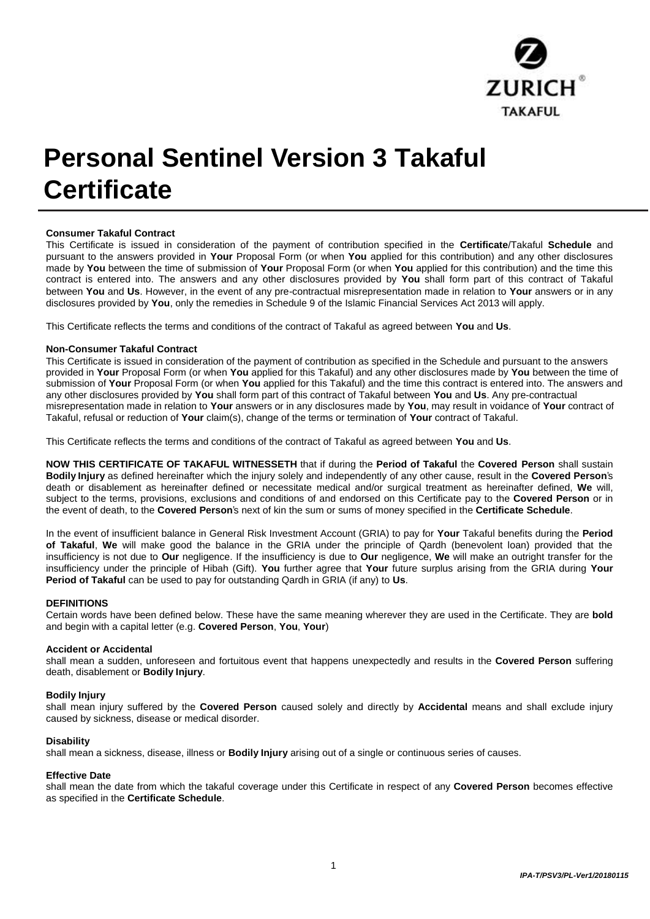# Personal Sentinel Version 3 Takaful Certificate

**Consumer Takaful Contract**

This Certificate is issued in consideration of the payment of contribution specified in the **Certificate**/Takaful **Schedule** and pursuant to the answers provided in **Your** Proposal Form (or when **You** applied for this contribution) and any other disclosures made by **You** between the time of submission of **Your** Proposal Form (or when **You** applied for this contribution) and the time this contract is entered into. The answers and any other disclosures provided by **You** shall form part of this contract of Takaful between **You** and **Us**. However, in the event of any pre-contractual misrepresentation made in relation to **Your** answers or in any disclosures provided by **You**, only the remedies in Schedule 9 of the Islamic Financial Services Act 2013 will apply.

This Certificate reflects the terms and conditions of the contract of Takaful as agreed between **You** and **Us**.

**Non-Consumer Takaful Contract**

This Certificate is issued in consideration of the payment of contribution as specified in the Schedule and pursuant to the answers provided in **Your** Proposal Form (or when **You** applied for this Takaful) and any other disclosures made by **You** between the time of submission of **Your** Proposal Form (or when **You** applied for this Takaful) and the time this contract is entered into. The answers and any other disclosures provided by **You** shall form part of this contract of Takaful between **You** and **Us**. Any pre-contractual misrepresentation made in relation to **Your** answers or in any disclosures made by **You**, may result in voidance of **Your** contract of Takaful, refusal or reduction of **Your** claim(s), change of the terms or termination of **Your** contract of Takaful.

This Certificate reflects the terms and conditions of the contract of Takaful as agreed between **You** and **Us**.

**NOW THIS CERTIFICATE OF TAKAFUL WITNESSETH** that if during the **Period of Takaful** the **Covered Person** shall sustain **Bodily Injury** as defined hereinafter which the injury solely and independently of any other cause, result in the **Covered Person**'s death or disablement as hereinafter defined or necessitate medical and/or surgical treatment as hereinafter defined, **We** will, subject to the terms, provisions, exclusions and conditions of and endorsed on this Certificate pay to the **Covered Person** or in the event of death, to the **Covered Person**'s next of kin the sum or sums of money specified in the **Certificate Schedule**.

In the event of insufficient balance in General Risk Investment Account (GRIA) to pay for **Your** Takaful benefits during the **Period of Takaful**, **We** will make good the balance in the GRIA under the principle of Qardh (benevolent loan) provided that the insufficiency is not due to **Our** negligence. If the insufficiency is due to **Our** negligence, **We** will make an outright transfer for the insufficiency under the principle of Hibah (Gift). **You** further agree that **Your** future surplus arising from the GRIA during **Your Period of Takaful** can be used to pay for outstanding Qardh in GRIA (if any) to **Us**.

**DEFINITIONS**

Certain words have been defined below. These have the same meaning wherever they are used in the Certificate. They are **bold** and begin with a capital letter (e.g. **Covered Person**, **You**, **Your**)

**Accident or Accidental**

shall mean a sudden, unforeseen and fortuitous event that happens unexpectedly and results in the **Covered Person** suffering death, disablement or **Bodily Injury**.

**Bodily Injury**

shall mean injury suffered by the **Covered Person** caused solely and directly by **Accidental** means and shall exclude injury caused by sickness, disease or medical disorder.

**Disability**

shall mean a sickness, disease, illness or **Bodily Injury** arising out of a single or continuous series of causes.

**Effective Date**

shall mean the date from which the takaful coverage under this Certificate in respect of any **Covered Person** becomes effective as specified in the **Certificate Schedule**.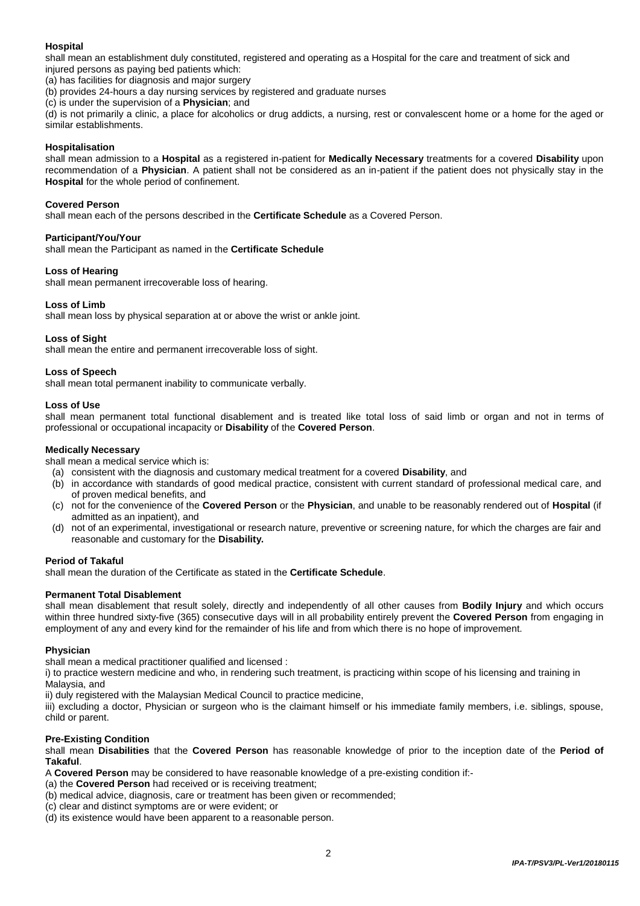**Hospital**

shall mean an establishment duly constituted, registered and operating as a Hospital for the care and treatment of sick and injured persons as paying bed patients which:

(a) has facilities for diagnosis and major surgery

(b) provides 24-hours a day nursing services by registered and graduate nurses

(c) is under the supervision of a **Physician**; and

(d) is not primarily a clinic, a place for alcoholics or drug addicts, a nursing, rest or convalescent home or a home for the aged or similar establishments.

**Hospitalisation**

shall mean admission to a **Hospital** as a registered in-patient for **Medically Necessary** treatments for a covered **Disability** upon recommendation of a **Physician**. A patient shall not be considered as an in-patient if the patient does not physically stay in the **Hospital** for the whole period of confinement.

**Covered Person**

shall mean each of the persons described in the **Certificate Schedule** as a Covered Person.

**Participant/You/Your**

shall mean the Participant as named in the **Certificate Schedule**

**Loss of Hearing**

shall mean permanent irrecoverable loss of hearing.

**Loss of Limb**

shall mean loss by physical separation at or above the wrist or ankle joint.

**Loss of Sight**

shall mean the entire and permanent irrecoverable loss of sight.

**Loss of Speech**

shall mean total permanent inability to communicate verbally.

**Loss of Use**

shall mean permanent total functional disablement and is treated like total loss of said limb or organ and not in terms of professional or occupational incapacity or **Disability** of the **Covered Person**.

**Medically Necessary**

shall mean a medical service which is:

(a) consistent with the diagnosis and customary medical treatment for a covered **Disability**, and

(b) in accordance with standards of good medical practice, consistent with current standard of professional medical care, and of proven medical benefits, and

(c) not for the convenience of the **Covered Person** or the **Physician**, and unable to be reasonably rendered out of **Hospital** (if admitted as an inpatient), and

(d) not of an experimental, investigational or research nature, preventive or screening nature, for which the charges are fair and reasonable and customary for the **Disability.**

**Period of Takaful**

shall mean the duration of the Certificate as stated in the **Certificate Schedule**.

**Permanent Total Disablement**

shall mean disablement that result solely, directly and independently of all other causes from **Bodily Injury** and which occurs within three hundred sixty-five (365) consecutive days will in all probability entirely prevent the **Covered Person** from engaging in employment of any and every kind for the remainder of his life and from which there is no hope of improvement.

**Physician**

shall mean a medical practitioner qualified and licensed :

i) to practice western medicine and who, in rendering such treatment, is practicing within scope of his licensing and training in Malaysia, and

ii) duly registered with the Malaysian Medical Council to practice medicine,

iii) excluding a doctor, Physician or surgeon who is the claimant himself or his immediate family members, i.e. siblings, spouse, child or parent.

**Pre-Existing Condition**

shall mean **Disabilities** that the **Covered Person** has reasonable knowledge of prior to the inception date of the **Period of Takaful**.

A **Covered Person** may be considered to have reasonable knowledge of a pre-existing condition if:-

(a) the **Covered Person** had received or is receiving treatment;

(b) medical advice, diagnosis, care or treatment has been given or recommended;

(c) clear and distinct symptoms are or were evident; or

(d) its existence would have been apparent to a reasonable person.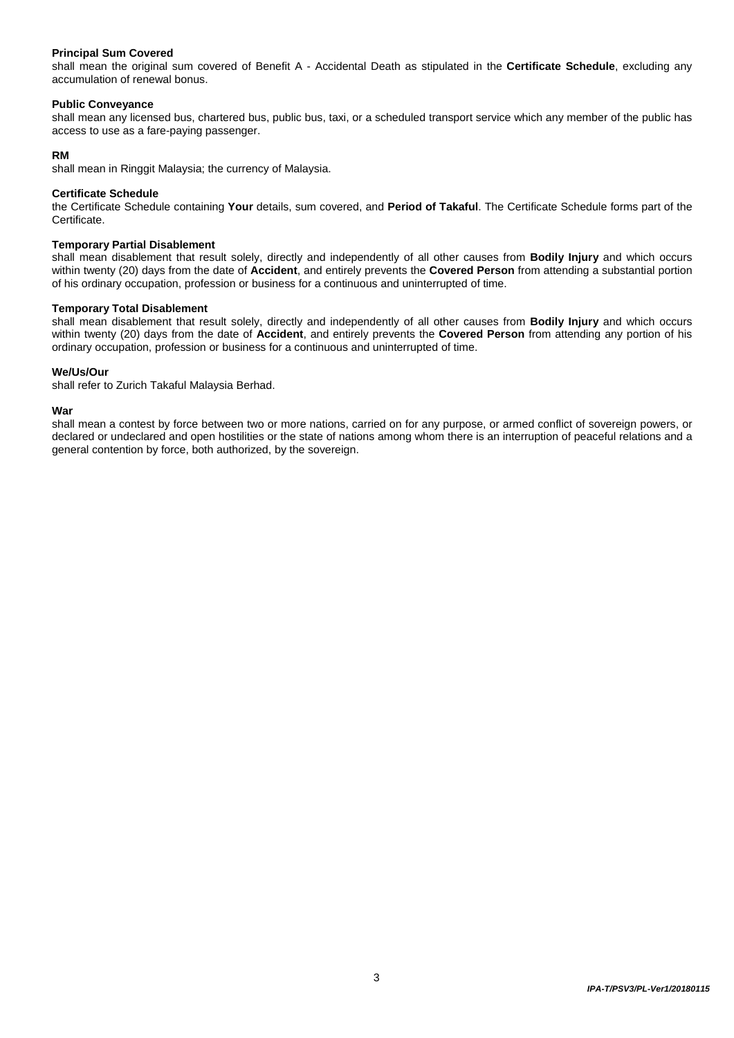**Principal Sum Covered**
shall mean the original sum covered of Benefit A - Accidental Death as stipulated in the **Certificate Schedule**, excluding any accumulation of renewal bonus.

**Public Conveyance**
shall mean any licensed bus, chartered bus, public bus, taxi, or a scheduled transport service which any member of the public has access to use as a fare-paying passenger.

**RM**
shall mean in Ringgit Malaysia; the currency of Malaysia.

**Certificate Schedule**
the Certificate Schedule containing **Your** details, sum covered, and **Period of Takaful**. The Certificate Schedule forms part of the Certificate.

**Temporary Partial Disablement**
shall mean disablement that result solely, directly and independently of all other causes from **Bodily Injury** and which occurs within twenty (20) days from the date of **Accident**, and entirely prevents the **Covered Person** from attending a substantial portion of his ordinary occupation, profession or business for a continuous and uninterrupted of time.

**Temporary Total Disablement**
shall mean disablement that result solely, directly and independently of all other causes from **Bodily Injury** and which occurs within twenty (20) days from the date of **Accident**, and entirely prevents the **Covered Person** from attending any portion of his ordinary occupation, profession or business for a continuous and uninterrupted of time.

**We/Us/Our**
shall refer to Zurich Takaful Malaysia Berhad.

**War**
shall mean a contest by force between two or more nations, carried on for any purpose, or armed conflict of sovereign powers, or declared or undeclared and open hostilities or the state of nations among whom there is an interruption of peaceful relations and a general contention by force, both authorized, by the sovereign.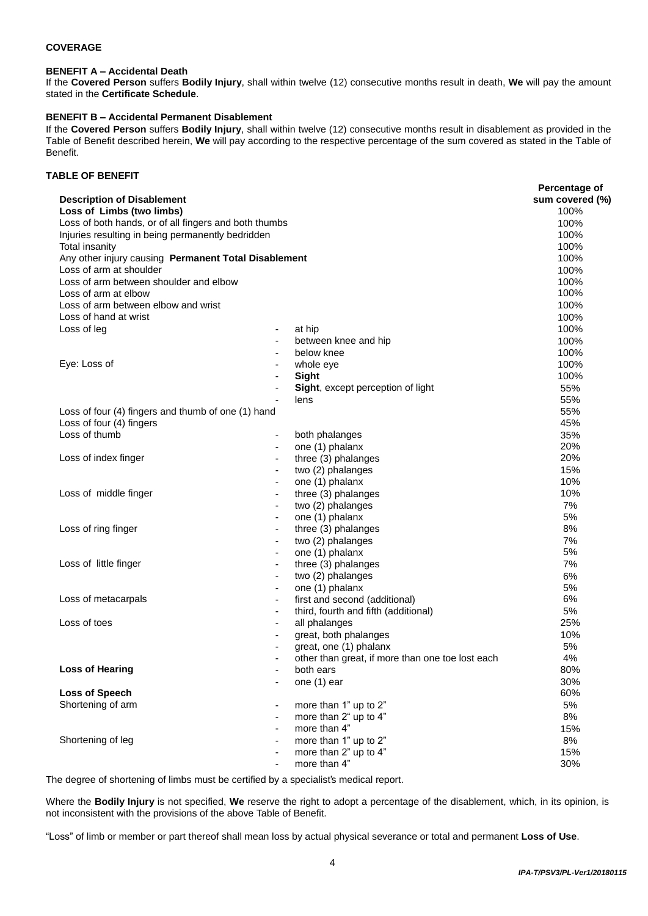**COVERAGE**

**BENEFIT A – Accidental Death**

If the **Covered Person** suffers **Bodily Injury**, shall within twelve (12) consecutive months result in death, **We** will pay the amount stated in the **Certificate Schedule**.

**BENEFIT B – Accidental Permanent Disablement**

If the **Covered Person** suffers **Bodily Injury**, shall within twelve (12) consecutive months result in disablement as provided in the Table of Benefit described herein, **We** will pay according to the respective percentage of the sum covered as stated in the Table of Benefit.

**TABLE OF BENEFIT**

| **Description of Disablement** | | **Percentage of sum covered (%)** |
|---|---|---|
| **Loss of Limbs (two limbs)** | | 100% |
| Loss of both hands, or of all fingers and both thumbs | | 100% |
| Injuries resulting in being permanently bedridden | | 100% |
| Total insanity | | 100% |
| Any other injury causing **Permanent Total Disablement** | | 100% |
| Loss of arm at shoulder | | 100% |
| Loss of arm between shoulder and elbow | | 100% |
| Loss of arm at elbow | | 100% |
| Loss of arm between elbow and wrist | | 100% |
| Loss of hand at wrist | | 100% |
| Loss of leg | - at hip | 100% |
| | - between knee and hip | 100% |
| | - below knee | 100% |
| Eye: Loss of | - whole eye | 100% |
| | - **Sight** | 100% |
| | - **Sight**, except perception of light | 55% |
| | - lens | 55% |
| Loss of four (4) fingers and thumb of one (1) hand | | 55% |
| Loss of four (4) fingers | | 45% |
| Loss of thumb | - both phalanges | 35% |
| | - one (1) phalanx | 20% |
| Loss of index finger | - three (3) phalanges | 20% |
| | - two (2) phalanges | 15% |
| | - one (1) phalanx | 10% |
| Loss of middle finger | - three (3) phalanges | 10% |
| | - two (2) phalanges | 7% |
| | - one (1) phalanx | 5% |
| Loss of ring finger | - three (3) phalanges | 8% |
| | - two (2) phalanges | 7% |
| | - one (1) phalanx | 5% |
| Loss of little finger | - three (3) phalanges | 7% |
| | - two (2) phalanges | 6% |
| | - one (1) phalanx | 5% |
| Loss of metacarpals | - first and second (additional) | 6% |
| | - third, fourth and fifth (additional) | 5% |
| Loss of toes | - all phalanges | 25% |
| | - great, both phalanges | 10% |
| | - great, one (1) phalanx | 5% |
| | - other than great, if more than one toe lost each | 4% |
| **Loss of Hearing** | - both ears | 80% |
| | - one (1) ear | 30% |
| **Loss of Speech** | | 60% |
| Shortening of arm | - more than 1" up to 2" | 5% |
| | - more than 2" up to 4" | 8% |
| | - more than 4" | 15% |
| Shortening of leg | - more than 1" up to 2" | 8% |
| | - more than 2" up to 4" | 15% |
| | - more than 4" | 30% |

The degree of shortening of limbs must be certified by a specialist's medical report.

Where the **Bodily Injury** is not specified, **We** reserve the right to adopt a percentage of the disablement, which, in its opinion, is not inconsistent with the provisions of the above Table of Benefit.

"Loss" of limb or member or part thereof shall mean loss by actual physical severance or total and permanent **Loss of Use**.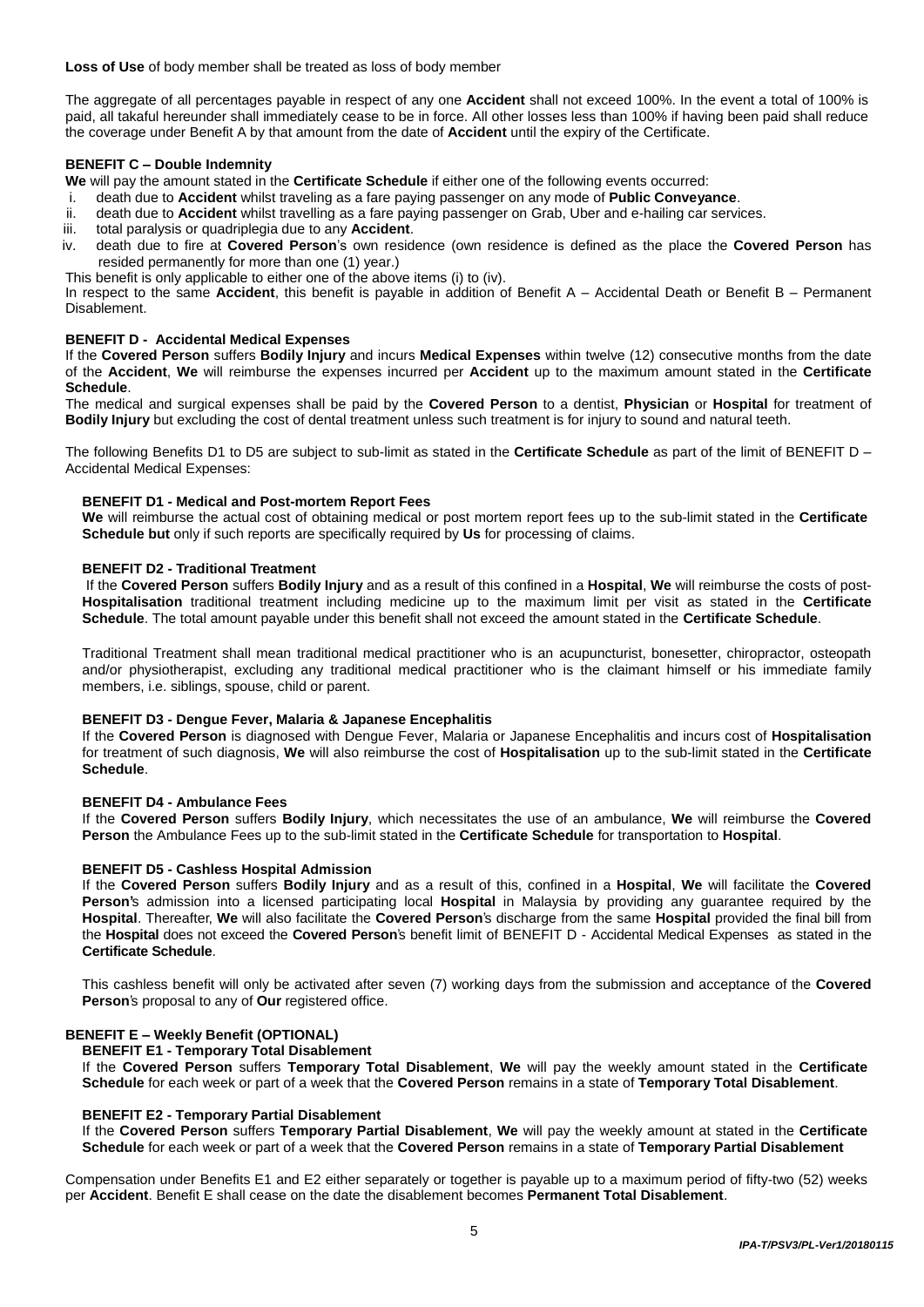**Loss of Use** of body member shall be treated as loss of body member

The aggregate of all percentages payable in respect of any one **Accident** shall not exceed 100%. In the event a total of 100% is paid, all takaful hereunder shall immediately cease to be in force. All other losses less than 100% if having been paid shall reduce the coverage under Benefit A by that amount from the date of **Accident** until the expiry of the Certificate.

**BENEFIT C – Double Indemnity**

**We** will pay the amount stated in the **Certificate Schedule** if either one of the following events occurred:

i. death due to **Accident** whilst traveling as a fare paying passenger on any mode of **Public Conveyance**.
ii. death due to **Accident** whilst travelling as a fare paying passenger on Grab, Uber and e-hailing car services.
iii. total paralysis or quadriplegia due to any **Accident**.
iv. death due to fire at **Covered Person**'s own residence (own residence is defined as the place the **Covered Person** has resided permanently for more than one (1) year.)

This benefit is only applicable to either one of the above items (i) to (iv).

In respect to the same **Accident**, this benefit is payable in addition of Benefit A – Accidental Death or Benefit B – Permanent Disablement.

**BENEFIT D - Accidental Medical Expenses**

If the **Covered Person** suffers **Bodily Injury** and incurs **Medical Expenses** within twelve (12) consecutive months from the date of the **Accident**, **We** will reimburse the expenses incurred per **Accident** up to the maximum amount stated in the **Certificate Schedule**.

The medical and surgical expenses shall be paid by the **Covered Person** to a dentist, **Physician** or **Hospital** for treatment of **Bodily Injury** but excluding the cost of dental treatment unless such treatment is for injury to sound and natural teeth.

The following Benefits D1 to D5 are subject to sub-limit as stated in the **Certificate Schedule** as part of the limit of BENEFIT D – Accidental Medical Expenses:

**BENEFIT D1 - Medical and Post-mortem Report Fees**

**We** will reimburse the actual cost of obtaining medical or post mortem report fees up to the sub-limit stated in the **Certificate Schedule but** only if such reports are specifically required by **Us** for processing of claims.

**BENEFIT D2 - Traditional Treatment**

If the **Covered Person** suffers **Bodily Injury** and as a result of this confined in a **Hospital**, **We** will reimburse the costs of post-**Hospitalisation** traditional treatment including medicine up to the maximum limit per visit as stated in the **Certificate Schedule**. The total amount payable under this benefit shall not exceed the amount stated in the **Certificate Schedule**.

Traditional Treatment shall mean traditional medical practitioner who is an acupuncturist, bonesetter, chiropractor, osteopath and/or physiotherapist, excluding any traditional medical practitioner who is the claimant himself or his immediate family members, i.e. siblings, spouse, child or parent.

**BENEFIT D3 - Dengue Fever, Malaria & Japanese Encephalitis**

If the **Covered Person** is diagnosed with Dengue Fever, Malaria or Japanese Encephalitis and incurs cost of **Hospitalisation** for treatment of such diagnosis, **We** will also reimburse the cost of **Hospitalisation** up to the sub-limit stated in the **Certificate Schedule**.

**BENEFIT D4 - Ambulance Fees**

If the **Covered Person** suffers **Bodily Injury**, which necessitates the use of an ambulance, **We** will reimburse the **Covered Person** the Ambulance Fees up to the sub-limit stated in the **Certificate Schedule** for transportation to **Hospital**.

**BENEFIT D5 - Cashless Hospital Admission**

If the **Covered Person** suffers **Bodily Injury** and as a result of this, confined in a **Hospital**, **We** will facilitate the **Covered Person**'s admission into a licensed participating local **Hospital** in Malaysia by providing any guarantee required by the **Hospital**. Thereafter, **We** will also facilitate the **Covered Person**'s discharge from the same **Hospital** provided the final bill from the **Hospital** does not exceed the **Covered Person**'s benefit limit of BENEFIT D - Accidental Medical Expenses as stated in the **Certificate Schedule**.

This cashless benefit will only be activated after seven (7) working days from the submission and acceptance of the **Covered Person**'s proposal to any of **Our** registered office.

**BENEFIT E – Weekly Benefit (OPTIONAL)**

**BENEFIT E1 - Temporary Total Disablement**

If the **Covered Person** suffers **Temporary Total Disablement**, **We** will pay the weekly amount stated in the **Certificate Schedule** for each week or part of a week that the **Covered Person** remains in a state of **Temporary Total Disablement**.

**BENEFIT E2 - Temporary Partial Disablement**

If the **Covered Person** suffers **Temporary Partial Disablement**, **We** will pay the weekly amount at stated in the **Certificate Schedule** for each week or part of a week that the **Covered Person** remains in a state of **Temporary Partial Disablement**

Compensation under Benefits E1 and E2 either separately or together is payable up to a maximum period of fifty-two (52) weeks per **Accident**. Benefit E shall cease on the date the disablement becomes **Permanent Total Disablement**.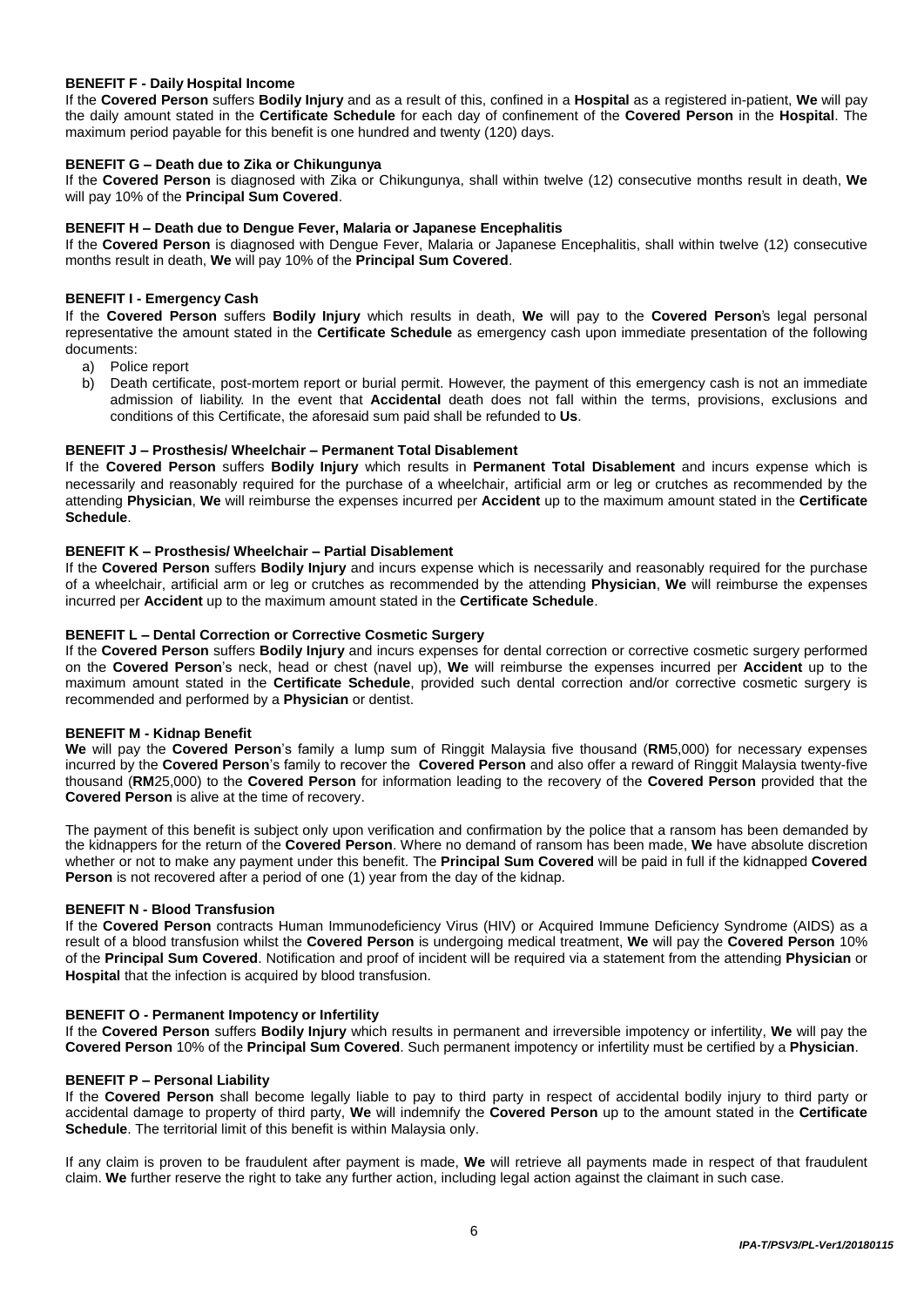**BENEFIT F - Daily Hospital Income**

If the **Covered Person** suffers **Bodily Injury** and as a result of this, confined in a **Hospital** as a registered in-patient, **We** will pay the daily amount stated in the **Certificate Schedule** for each day of confinement of the **Covered Person** in the **Hospital**. The maximum period payable for this benefit is one hundred and twenty (120) days.

**BENEFIT G – Death due to Zika or Chikungunya**

If the **Covered Person** is diagnosed with Zika or Chikungunya, shall within twelve (12) consecutive months result in death, **We** will pay 10% of the **Principal Sum Covered**.

**BENEFIT H – Death due to Dengue Fever, Malaria or Japanese Encephalitis**

If the **Covered Person** is diagnosed with Dengue Fever, Malaria or Japanese Encephalitis, shall within twelve (12) consecutive months result in death, **We** will pay 10% of the **Principal Sum Covered**.

**BENEFIT I - Emergency Cash**

If the **Covered Person** suffers **Bodily Injury** which results in death, **We** will pay to the **Covered Person**'s legal personal representative the amount stated in the **Certificate Schedule** as emergency cash upon immediate presentation of the following documents:

a) Police report
b) Death certificate, post-mortem report or burial permit. However, the payment of this emergency cash is not an immediate admission of liability. In the event that **Accidental** death does not fall within the terms, provisions, exclusions and conditions of this Certificate, the aforesaid sum paid shall be refunded to **Us**.

**BENEFIT J – Prosthesis/ Wheelchair – Permanent Total Disablement**

If the **Covered Person** suffers **Bodily Injury** which results in **Permanent Total Disablement** and incurs expense which is necessarily and reasonably required for the purchase of a wheelchair, artificial arm or leg or crutches as recommended by the attending **Physician**, **We** will reimburse the expenses incurred per **Accident** up to the maximum amount stated in the **Certificate Schedule**.

**BENEFIT K – Prosthesis/ Wheelchair – Partial Disablement**

If the **Covered Person** suffers **Bodily Injury** and incurs expense which is necessarily and reasonably required for the purchase of a wheelchair, artificial arm or leg or crutches as recommended by the attending **Physician**, **We** will reimburse the expenses incurred per **Accident** up to the maximum amount stated in the **Certificate Schedule**.

**BENEFIT L – Dental Correction or Corrective Cosmetic Surgery**

If the **Covered Person** suffers **Bodily Injury** and incurs expenses for dental correction or corrective cosmetic surgery performed on the **Covered Person**'s neck, head or chest (navel up), **We** will reimburse the expenses incurred per **Accident** up to the maximum amount stated in the **Certificate Schedule**, provided such dental correction and/or corrective cosmetic surgery is recommended and performed by a **Physician** or dentist.

**BENEFIT M - Kidnap Benefit**

**We** will pay the **Covered Person**'s family a lump sum of Ringgit Malaysia five thousand (**RM**5,000) for necessary expenses incurred by the **Covered Person**'s family to recover the **Covered Person** and also offer a reward of Ringgit Malaysia twenty-five thousand (**RM**25,000) to the **Covered Person** for information leading to the recovery of the **Covered Person** provided that the **Covered Person** is alive at the time of recovery.

The payment of this benefit is subject only upon verification and confirmation by the police that a ransom has been demanded by the kidnappers for the return of the **Covered Person**. Where no demand of ransom has been made, **We** have absolute discretion whether or not to make any payment under this benefit. The **Principal Sum Covered** will be paid in full if the kidnapped **Covered Person** is not recovered after a period of one (1) year from the day of the kidnap.

**BENEFIT N - Blood Transfusion**

If the **Covered Person** contracts Human Immunodeficiency Virus (HIV) or Acquired Immune Deficiency Syndrome (AIDS) as a result of a blood transfusion whilst the **Covered Person** is undergoing medical treatment, **We** will pay the **Covered Person** 10% of the **Principal Sum Covered**. Notification and proof of incident will be required via a statement from the attending **Physician** or **Hospital** that the infection is acquired by blood transfusion.

**BENEFIT O - Permanent Impotency or Infertility**

If the **Covered Person** suffers **Bodily Injury** which results in permanent and irreversible impotency or infertility, **We** will pay the **Covered Person** 10% of the **Principal Sum Covered**. Such permanent impotency or infertility must be certified by a **Physician**.

**BENEFIT P – Personal Liability**

If the **Covered Person** shall become legally liable to pay to third party in respect of accidental bodily injury to third party or accidental damage to property of third party, **We** will indemnify the **Covered Person** up to the amount stated in the **Certificate Schedule**. The territorial limit of this benefit is within Malaysia only.

If any claim is proven to be fraudulent after payment is made, **We** will retrieve all payments made in respect of that fraudulent claim. **We** further reserve the right to take any further action, including legal action against the claimant in such case.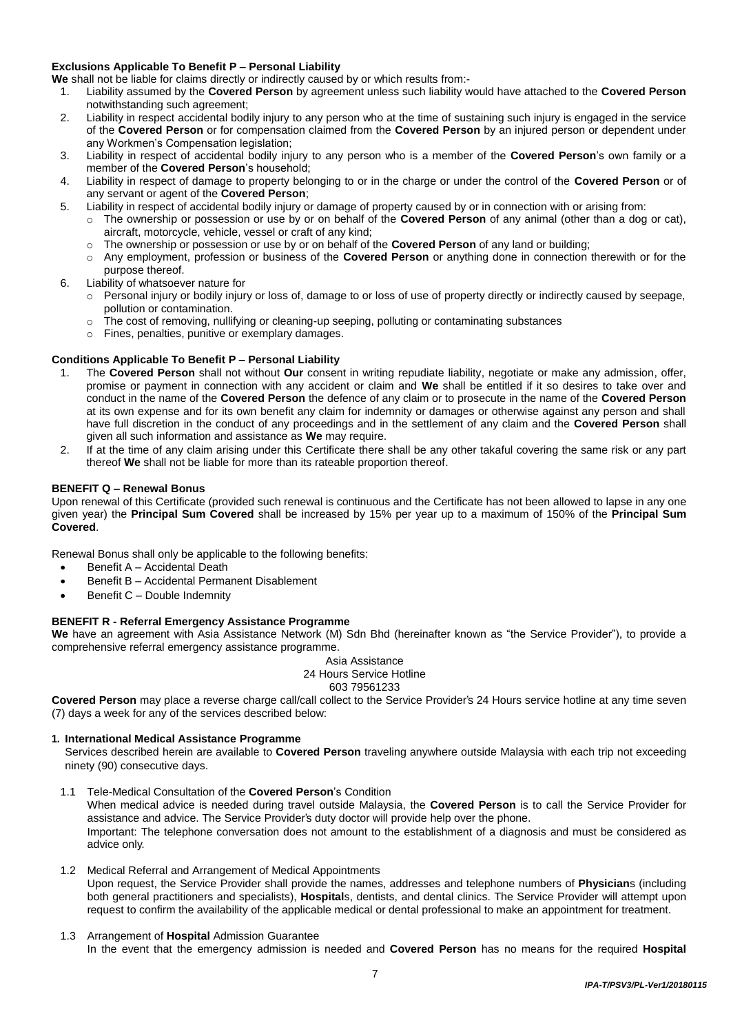**Exclusions Applicable To Benefit P – Personal Liability**

**We** shall not be liable for claims directly or indirectly caused by or which results from:-

1. Liability assumed by the **Covered Person** by agreement unless such liability would have attached to the **Covered Person** notwithstanding such agreement;
2. Liability in respect accidental bodily injury to any person who at the time of sustaining such injury is engaged in the service of the **Covered Person** or for compensation claimed from the **Covered Person** by an injured person or dependent under any Workmen's Compensation legislation;
3. Liability in respect of accidental bodily injury to any person who is a member of the **Covered Person**'s own family or a member of the **Covered Person**'s household;
4. Liability in respect of damage to property belonging to or in the charge or under the control of the **Covered Person** or of any servant or agent of the **Covered Person**;
5. Liability in respect of accidental bodily injury or damage of property caused by or in connection with or arising from:
   - The ownership or possession or use by or on behalf of the **Covered Person** of any animal (other than a dog or cat), aircraft, motorcycle, vehicle, vessel or craft of any kind;
   - The ownership or possession or use by or on behalf of the **Covered Person** of any land or building;
   - Any employment, profession or business of the **Covered Person** or anything done in connection therewith or for the purpose thereof.
6. Liability of whatsoever nature for
   - Personal injury or bodily injury or loss of, damage to or loss of use of property directly or indirectly caused by seepage, pollution or contamination.
   - The cost of removing, nullifying or cleaning-up seeping, polluting or contaminating substances
   - Fines, penalties, punitive or exemplary damages.

**Conditions Applicable To Benefit P – Personal Liability**

1. The **Covered Person** shall not without **Our** consent in writing repudiate liability, negotiate or make any admission, offer, promise or payment in connection with any accident or claim and **We** shall be entitled if it so desires to take over and conduct in the name of the **Covered Person** the defence of any claim or to prosecute in the name of the **Covered Person** at its own expense and for its own benefit any claim for indemnity or damages or otherwise against any person and shall have full discretion in the conduct of any proceedings and in the settlement of any claim and the **Covered Person** shall given all such information and assistance as **We** may require.
2. If at the time of any claim arising under this Certificate there shall be any other takaful covering the same risk or any part thereof **We** shall not be liable for more than its rateable proportion thereof.

**BENEFIT Q – Renewal Bonus**

Upon renewal of this Certificate (provided such renewal is continuous and the Certificate has not been allowed to lapse in any one given year) the **Principal Sum Covered** shall be increased by 15% per year up to a maximum of 150% of the **Principal Sum Covered**.

Renewal Bonus shall only be applicable to the following benefits:

- Benefit A – Accidental Death
- Benefit B – Accidental Permanent Disablement
- Benefit C – Double Indemnity

**BENEFIT R - Referral Emergency Assistance Programme**

**We** have an agreement with Asia Assistance Network (M) Sdn Bhd (hereinafter known as "the Service Provider"), to provide a comprehensive referral emergency assistance programme.

Asia Assistance
24 Hours Service Hotline
603 79561233

**Covered Person** may place a reverse charge call/call collect to the Service Provider's 24 Hours service hotline at any time seven (7) days a week for any of the services described below:

**1. International Medical Assistance Programme**

Services described herein are available to **Covered Person** traveling anywhere outside Malaysia with each trip not exceeding ninety (90) consecutive days.

1.1 Tele-Medical Consultation of the **Covered Person**'s Condition
When medical advice is needed during travel outside Malaysia, the **Covered Person** is to call the Service Provider for assistance and advice. The Service Provider's duty doctor will provide help over the phone.
Important: The telephone conversation does not amount to the establishment of a diagnosis and must be considered as advice only.

1.2 Medical Referral and Arrangement of Medical Appointments
Upon request, the Service Provider shall provide the names, addresses and telephone numbers of **Physician**s (including both general practitioners and specialists), **Hospital**s, dentists, and dental clinics. The Service Provider will attempt upon request to confirm the availability of the applicable medical or dental professional to make an appointment for treatment.

1.3 Arrangement of **Hospital** Admission Guarantee
In the event that the emergency admission is needed and **Covered Person** has no means for the required **Hospital**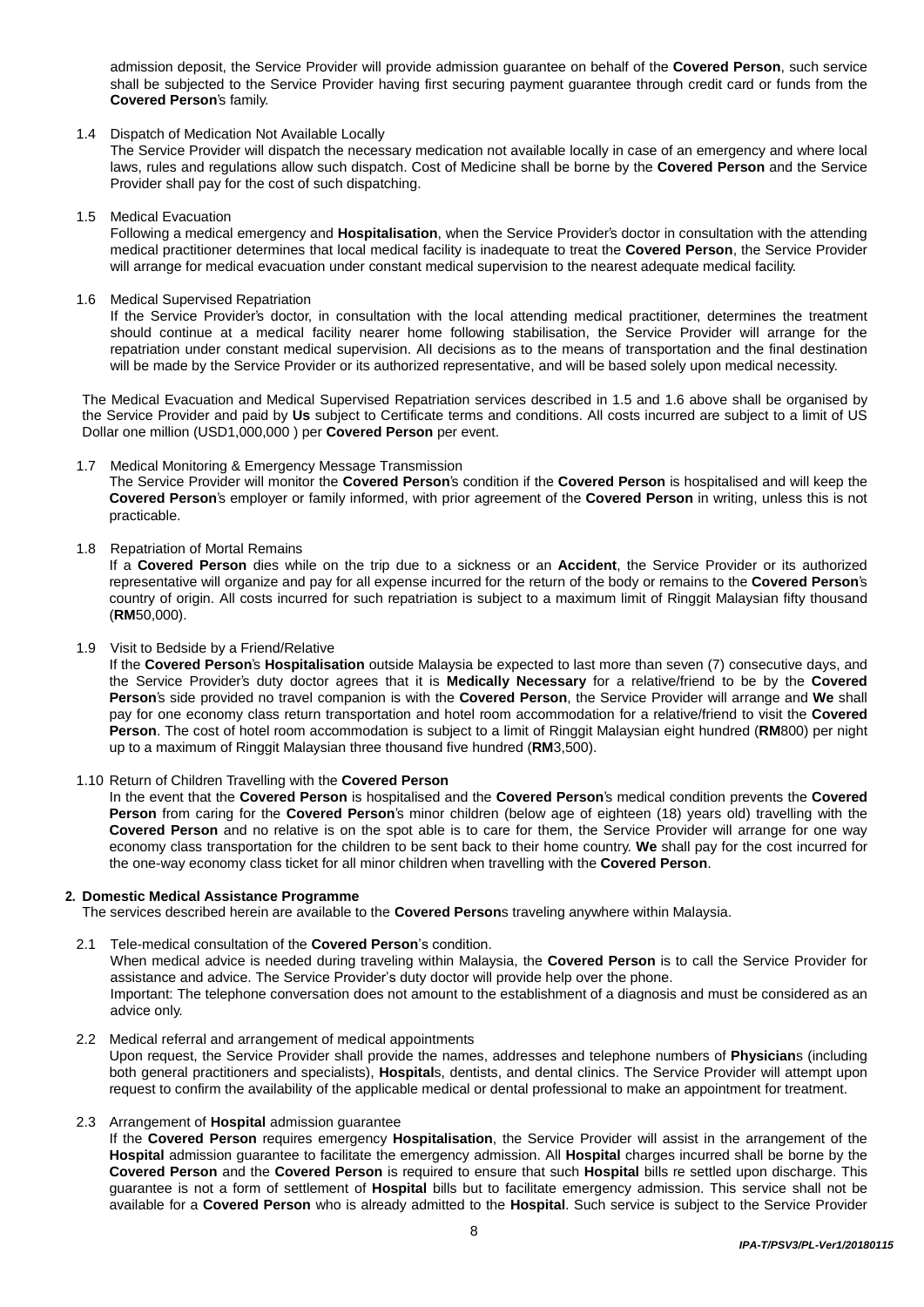admission deposit, the Service Provider will provide admission guarantee on behalf of the **Covered Person**, such service shall be subjected to the Service Provider having first securing payment guarantee through credit card or funds from the **Covered Person**'s family.

1.4 Dispatch of Medication Not Available Locally
The Service Provider will dispatch the necessary medication not available locally in case of an emergency and where local laws, rules and regulations allow such dispatch. Cost of Medicine shall be borne by the **Covered Person** and the Service Provider shall pay for the cost of such dispatching.

1.5 Medical Evacuation
Following a medical emergency and **Hospitalisation**, when the Service Provider's doctor in consultation with the attending medical practitioner determines that local medical facility is inadequate to treat the **Covered Person**, the Service Provider will arrange for medical evacuation under constant medical supervision to the nearest adequate medical facility.

1.6 Medical Supervised Repatriation
If the Service Provider's doctor, in consultation with the local attending medical practitioner, determines the treatment should continue at a medical facility nearer home following stabilisation, the Service Provider will arrange for the repatriation under constant medical supervision. All decisions as to the means of transportation and the final destination will be made by the Service Provider or its authorized representative, and will be based solely upon medical necessity.

The Medical Evacuation and Medical Supervised Repatriation services described in 1.5 and 1.6 above shall be organised by the Service Provider and paid by **Us** subject to Certificate terms and conditions. All costs incurred are subject to a limit of US Dollar one million (USD1,000,000 ) per **Covered Person** per event.

1.7 Medical Monitoring & Emergency Message Transmission
The Service Provider will monitor the **Covered Person**'s condition if the **Covered Person** is hospitalised and will keep the **Covered Person**'s employer or family informed, with prior agreement of the **Covered Person** in writing, unless this is not practicable.

1.8 Repatriation of Mortal Remains
If a **Covered Person** dies while on the trip due to a sickness or an **Accident**, the Service Provider or its authorized representative will organize and pay for all expense incurred for the return of the body or remains to the **Covered Person**'s country of origin. All costs incurred for such repatriation is subject to a maximum limit of Ringgit Malaysian fifty thousand (**RM**50,000).

1.9 Visit to Bedside by a Friend/Relative
If the **Covered Person**'s **Hospitalisation** outside Malaysia be expected to last more than seven (7) consecutive days, and the Service Provider's duty doctor agrees that it is **Medically Necessary** for a relative/friend to be by the **Covered Person**'s side provided no travel companion is with the **Covered Person**, the Service Provider will arrange and **We** shall pay for one economy class return transportation and hotel room accommodation for a relative/friend to visit the **Covered Person**. The cost of hotel room accommodation is subject to a limit of Ringgit Malaysian eight hundred (**RM**800) per night up to a maximum of Ringgit Malaysian three thousand five hundred (**RM**3,500).

1.10 Return of Children Travelling with the **Covered Person**
In the event that the **Covered Person** is hospitalised and the **Covered Person**'s medical condition prevents the **Covered Person** from caring for the **Covered Person**'s minor children (below age of eighteen (18) years old) travelling with the **Covered Person** and no relative is on the spot able is to care for them, the Service Provider will arrange for one way economy class transportation for the children to be sent back to their home country. **We** shall pay for the cost incurred for the one-way economy class ticket for all minor children when travelling with the **Covered Person**.

**2. Domestic Medical Assistance Programme**
The services described herein are available to the **Covered Person**s traveling anywhere within Malaysia.

2.1 Tele-medical consultation of the **Covered Person**'s condition.
When medical advice is needed during traveling within Malaysia, the **Covered Person** is to call the Service Provider for assistance and advice. The Service Provider's duty doctor will provide help over the phone.
Important: The telephone conversation does not amount to the establishment of a diagnosis and must be considered as an advice only.

2.2 Medical referral and arrangement of medical appointments
Upon request, the Service Provider shall provide the names, addresses and telephone numbers of **Physician**s (including both general practitioners and specialists), **Hospital**s, dentists, and dental clinics. The Service Provider will attempt upon request to confirm the availability of the applicable medical or dental professional to make an appointment for treatment.

2.3 Arrangement of **Hospital** admission guarantee
If the **Covered Person** requires emergency **Hospitalisation**, the Service Provider will assist in the arrangement of the **Hospital** admission guarantee to facilitate the emergency admission. All **Hospital** charges incurred shall be borne by the **Covered Person** and the **Covered Person** is required to ensure that such **Hospital** bills re settled upon discharge. This guarantee is not a form of settlement of **Hospital** bills but to facilitate emergency admission. This service shall not be available for a **Covered Person** who is already admitted to the **Hospital**. Such service is subject to the Service Provider

*IPA-T/PSV3/PL-Ver1/20180115*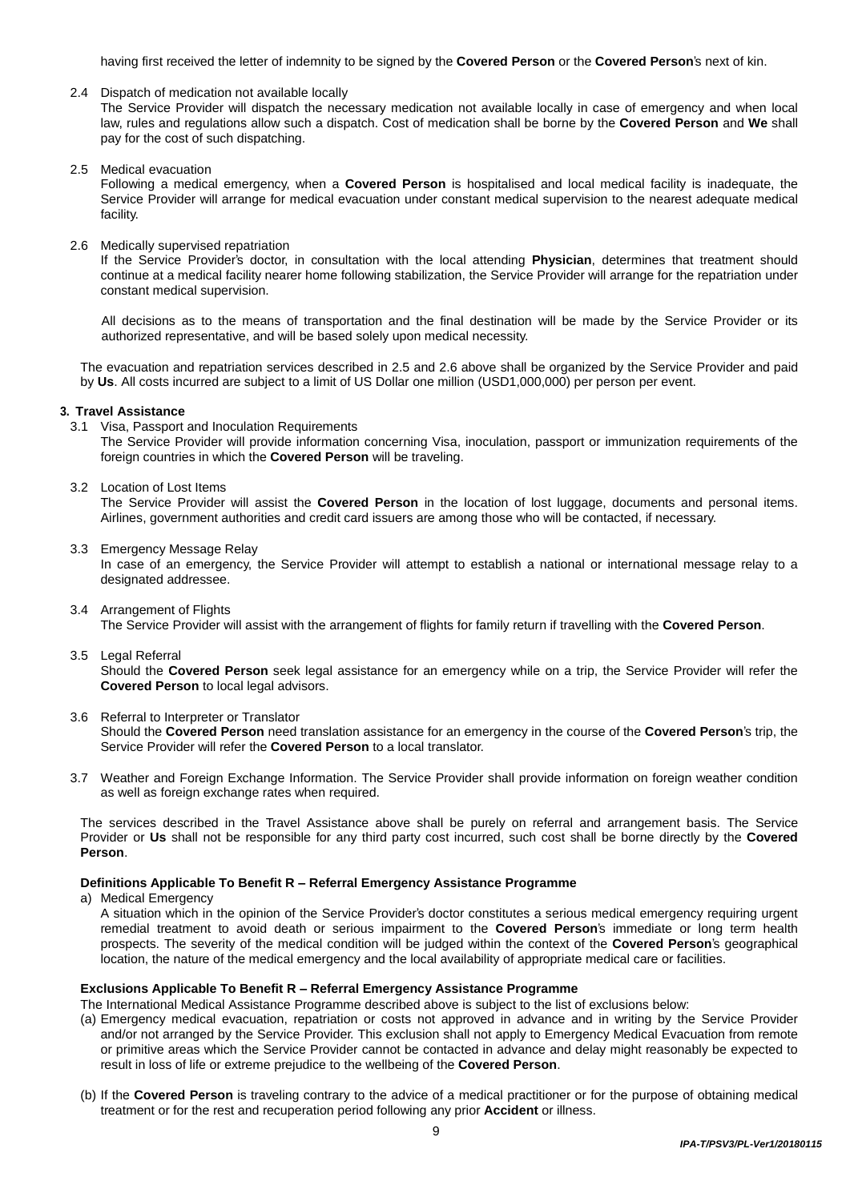having first received the letter of indemnity to be signed by the **Covered Person** or the **Covered Person**'s next of kin.

2.4 Dispatch of medication not available locally
The Service Provider will dispatch the necessary medication not available locally in case of emergency and when local law, rules and regulations allow such a dispatch. Cost of medication shall be borne by the **Covered Person** and **We** shall pay for the cost of such dispatching.

2.5 Medical evacuation
Following a medical emergency, when a **Covered Person** is hospitalised and local medical facility is inadequate, the Service Provider will arrange for medical evacuation under constant medical supervision to the nearest adequate medical facility.

2.6 Medically supervised repatriation
If the Service Provider's doctor, in consultation with the local attending **Physician**, determines that treatment should continue at a medical facility nearer home following stabilization, the Service Provider will arrange for the repatriation under constant medical supervision.

All decisions as to the means of transportation and the final destination will be made by the Service Provider or its authorized representative, and will be based solely upon medical necessity.

The evacuation and repatriation services described in 2.5 and 2.6 above shall be organized by the Service Provider and paid by **Us**. All costs incurred are subject to a limit of US Dollar one million (USD1,000,000) per person per event.

**3. Travel Assistance**

3.1 Visa, Passport and Inoculation Requirements
The Service Provider will provide information concerning Visa, inoculation, passport or immunization requirements of the foreign countries in which the **Covered Person** will be traveling.

3.2 Location of Lost Items
The Service Provider will assist the **Covered Person** in the location of lost luggage, documents and personal items. Airlines, government authorities and credit card issuers are among those who will be contacted, if necessary.

3.3 Emergency Message Relay
In case of an emergency, the Service Provider will attempt to establish a national or international message relay to a designated addressee.

3.4 Arrangement of Flights
The Service Provider will assist with the arrangement of flights for family return if travelling with the **Covered Person**.

3.5 Legal Referral
Should the **Covered Person** seek legal assistance for an emergency while on a trip, the Service Provider will refer the **Covered Person** to local legal advisors.

3.6 Referral to Interpreter or Translator
Should the **Covered Person** need translation assistance for an emergency in the course of the **Covered Person**'s trip, the Service Provider will refer the **Covered Person** to a local translator.

3.7 Weather and Foreign Exchange Information. The Service Provider shall provide information on foreign weather condition as well as foreign exchange rates when required.

The services described in the Travel Assistance above shall be purely on referral and arrangement basis. The Service Provider or **Us** shall not be responsible for any third party cost incurred, such cost shall be borne directly by the **Covered Person**.

**Definitions Applicable To Benefit R – Referral Emergency Assistance Programme**

a) Medical Emergency
A situation which in the opinion of the Service Provider's doctor constitutes a serious medical emergency requiring urgent remedial treatment to avoid death or serious impairment to the **Covered Person**'s immediate or long term health prospects. The severity of the medical condition will be judged within the context of the **Covered Person**'s geographical location, the nature of the medical emergency and the local availability of appropriate medical care or facilities.

**Exclusions Applicable To Benefit R – Referral Emergency Assistance Programme**

The International Medical Assistance Programme described above is subject to the list of exclusions below:

(a) Emergency medical evacuation, repatriation or costs not approved in advance and in writing by the Service Provider and/or not arranged by the Service Provider. This exclusion shall not apply to Emergency Medical Evacuation from remote or primitive areas which the Service Provider cannot be contacted in advance and delay might reasonably be expected to result in loss of life or extreme prejudice to the wellbeing of the **Covered Person**.

(b) If the **Covered Person** is traveling contrary to the advice of a medical practitioner or for the purpose of obtaining medical treatment or for the rest and recuperation period following any prior **Accident** or illness.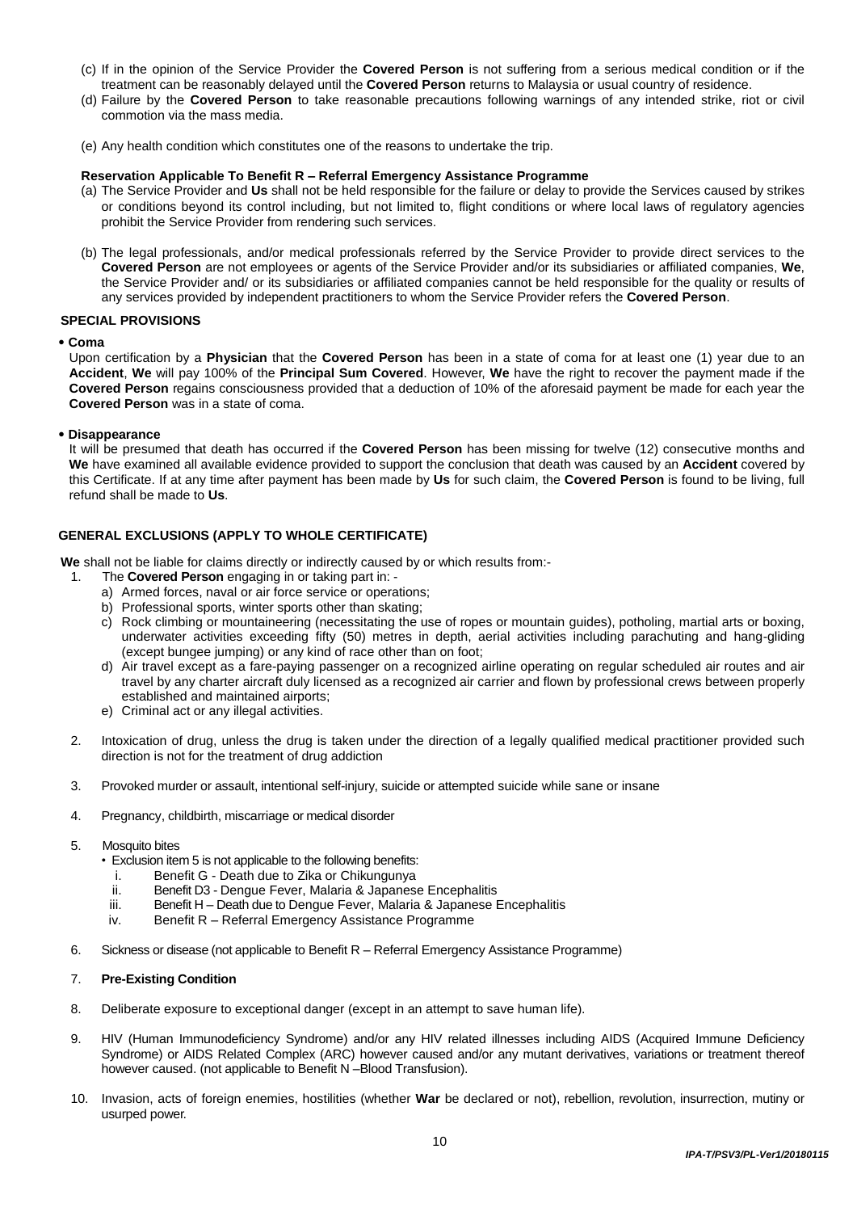(c) If in the opinion of the Service Provider the **Covered Person** is not suffering from a serious medical condition or if the treatment can be reasonably delayed until the **Covered Person** returns to Malaysia or usual country of residence.

(d) Failure by the **Covered Person** to take reasonable precautions following warnings of any intended strike, riot or civil commotion via the mass media.

(e) Any health condition which constitutes one of the reasons to undertake the trip.

**Reservation Applicable To Benefit R – Referral Emergency Assistance Programme**

(a) The Service Provider and **Us** shall not be held responsible for the failure or delay to provide the Services caused by strikes or conditions beyond its control including, but not limited to, flight conditions or where local laws of regulatory agencies prohibit the Service Provider from rendering such services.

(b) The legal professionals, and/or medical professionals referred by the Service Provider to provide direct services to the **Covered Person** are not employees or agents of the Service Provider and/or its subsidiaries or affiliated companies, **We**, the Service Provider and/ or its subsidiaries or affiliated companies cannot be held responsible for the quality or results of any services provided by independent practitioners to whom the Service Provider refers the **Covered Person**.

**SPECIAL PROVISIONS**

- **Coma**

  Upon certification by a **Physician** that the **Covered Person** has been in a state of coma for at least one (1) year due to an **Accident**, **We** will pay 100% of the **Principal Sum Covered**. However, **We** have the right to recover the payment made if the **Covered Person** regains consciousness provided that a deduction of 10% of the aforesaid payment be made for each year the **Covered Person** was in a state of coma.

- **Disappearance**

  It will be presumed that death has occurred if the **Covered Person** has been missing for twelve (12) consecutive months and **We** have examined all available evidence provided to support the conclusion that death was caused by an **Accident** covered by this Certificate. If at any time after payment has been made by **Us** for such claim, the **Covered Person** is found to be living, full refund shall be made to **Us**.

**GENERAL EXCLUSIONS (APPLY TO WHOLE CERTIFICATE)**

**We** shall not be liable for claims directly or indirectly caused by or which results from:-

1. The **Covered Person** engaging in or taking part in: -
   a) Armed forces, naval or air force service or operations;
   b) Professional sports, winter sports other than skating;
   c) Rock climbing or mountaineering (necessitating the use of ropes or mountain guides), potholing, martial arts or boxing, underwater activities exceeding fifty (50) metres in depth, aerial activities including parachuting and hang-gliding (except bungee jumping) or any kind of race other than on foot;
   d) Air travel except as a fare-paying passenger on a recognized airline operating on regular scheduled air routes and air travel by any charter aircraft duly licensed as a recognized air carrier and flown by professional crews between properly established and maintained airports;
   e) Criminal act or any illegal activities.

2. Intoxication of drug, unless the drug is taken under the direction of a legally qualified medical practitioner provided such direction is not for the treatment of drug addiction

3. Provoked murder or assault, intentional self-injury, suicide or attempted suicide while sane or insane

4. Pregnancy, childbirth, miscarriage or medical disorder

5. Mosquito bites
   - Exclusion item 5 is not applicable to the following benefits:
     i. Benefit G - Death due to Zika or Chikungunya
     ii. Benefit D3 - Dengue Fever, Malaria & Japanese Encephalitis
     iii. Benefit H – Death due to Dengue Fever, Malaria & Japanese Encephalitis
     iv. Benefit R – Referral Emergency Assistance Programme

6. Sickness or disease (not applicable to Benefit R – Referral Emergency Assistance Programme)

7. **Pre-Existing Condition**

8. Deliberate exposure to exceptional danger (except in an attempt to save human life).

9. HIV (Human Immunodeficiency Syndrome) and/or any HIV related illnesses including AIDS (Acquired Immune Deficiency Syndrome) or AIDS Related Complex (ARC) however caused and/or any mutant derivatives, variations or treatment thereof however caused. (not applicable to Benefit N –Blood Transfusion).

10. Invasion, acts of foreign enemies, hostilities (whether **War** be declared or not), rebellion, revolution, insurrection, mutiny or usurped power.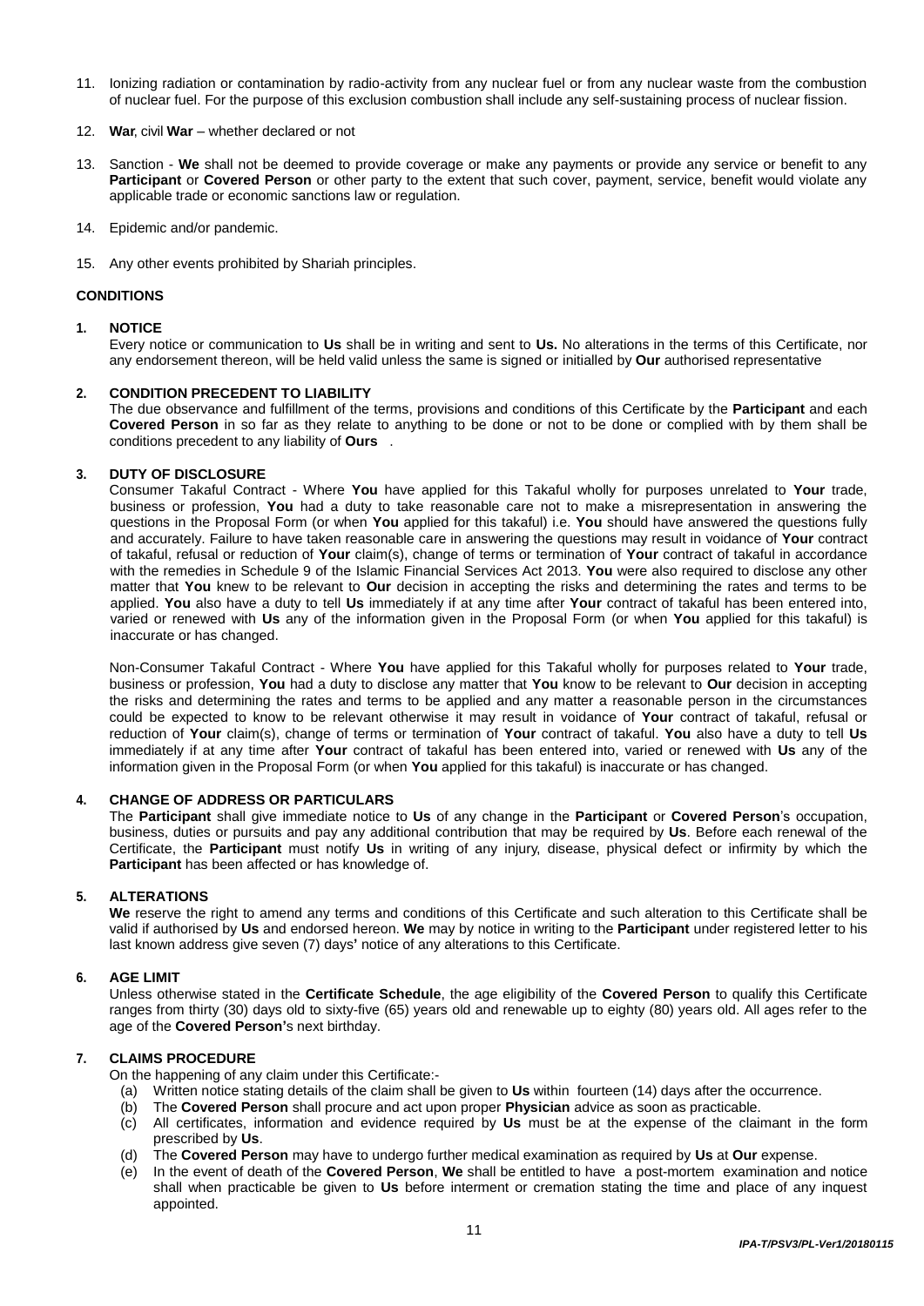11. Ionizing radiation or contamination by radio-activity from any nuclear fuel or from any nuclear waste from the combustion of nuclear fuel. For the purpose of this exclusion combustion shall include any self-sustaining process of nuclear fission.

12. **War**, civil **War** – whether declared or not

13. Sanction - **We** shall not be deemed to provide coverage or make any payments or provide any service or benefit to any **Participant** or **Covered Person** or other party to the extent that such cover, payment, service, benefit would violate any applicable trade or economic sanctions law or regulation.

14. Epidemic and/or pandemic.

15. Any other events prohibited by Shariah principles.

**CONDITIONS**

**1. NOTICE**

Every notice or communication to **Us** shall be in writing and sent to **Us.** No alterations in the terms of this Certificate, nor any endorsement thereon, will be held valid unless the same is signed or initialled by **Our** authorised representative

**2. CONDITION PRECEDENT TO LIABILITY**

The due observance and fulfillment of the terms, provisions and conditions of this Certificate by the **Participant** and each **Covered Person** in so far as they relate to anything to be done or not to be done or complied with by them shall be conditions precedent to any liability of **Ours** .

**3. DUTY OF DISCLOSURE**

Consumer Takaful Contract - Where **You** have applied for this Takaful wholly for purposes unrelated to **Your** trade, business or profession, **You** had a duty to take reasonable care not to make a misrepresentation in answering the questions in the Proposal Form (or when **You** applied for this takaful) i.e. **You** should have answered the questions fully and accurately. Failure to have taken reasonable care in answering the questions may result in voidance of **Your** contract of takaful, refusal or reduction of **Your** claim(s), change of terms or termination of **Your** contract of takaful in accordance with the remedies in Schedule 9 of the Islamic Financial Services Act 2013. **You** were also required to disclose any other matter that **You** knew to be relevant to **Our** decision in accepting the risks and determining the rates and terms to be applied. **You** also have a duty to tell **Us** immediately if at any time after **Your** contract of takaful has been entered into, varied or renewed with **Us** any of the information given in the Proposal Form (or when **You** applied for this takaful) is inaccurate or has changed.

Non-Consumer Takaful Contract - Where **You** have applied for this Takaful wholly for purposes related to **Your** trade, business or profession, **You** had a duty to disclose any matter that **You** know to be relevant to **Our** decision in accepting the risks and determining the rates and terms to be applied and any matter a reasonable person in the circumstances could be expected to know to be relevant otherwise it may result in voidance of **Your** contract of takaful, refusal or reduction of **Your** claim(s), change of terms or termination of **Your** contract of takaful. **You** also have a duty to tell **Us** immediately if at any time after **Your** contract of takaful has been entered into, varied or renewed with **Us** any of the information given in the Proposal Form (or when **You** applied for this takaful) is inaccurate or has changed.

**4. CHANGE OF ADDRESS OR PARTICULARS**

The **Participant** shall give immediate notice to **Us** of any change in the **Participant** or **Covered Person**'s occupation, business, duties or pursuits and pay any additional contribution that may be required by **Us**. Before each renewal of the Certificate, the **Participant** must notify **Us** in writing of any injury, disease, physical defect or infirmity by which the **Participant** has been affected or has knowledge of.

**5. ALTERATIONS**

**We** reserve the right to amend any terms and conditions of this Certificate and such alteration to this Certificate shall be valid if authorised by **Us** and endorsed hereon. **We** may by notice in writing to the **Participant** under registered letter to his last known address give seven (7) days**'** notice of any alterations to this Certificate.

**6. AGE LIMIT**

Unless otherwise stated in the **Certificate Schedule**, the age eligibility of the **Covered Person** to qualify this Certificate ranges from thirty (30) days old to sixty-five (65) years old and renewable up to eighty (80) years old. All ages refer to the age of the **Covered Person'**s next birthday.

**7. CLAIMS PROCEDURE**

On the happening of any claim under this Certificate:-

(a) Written notice stating details of the claim shall be given to **Us** within fourteen (14) days after the occurrence.
(b) The **Covered Person** shall procure and act upon proper **Physician** advice as soon as practicable.
(c) All certificates, information and evidence required by **Us** must be at the expense of the claimant in the form prescribed by **Us**.
(d) The **Covered Person** may have to undergo further medical examination as required by **Us** at **Our** expense.
(e) In the event of death of the **Covered Person**, **We** shall be entitled to have a post-mortem examination and notice shall when practicable be given to **Us** before interment or cremation stating the time and place of any inquest appointed.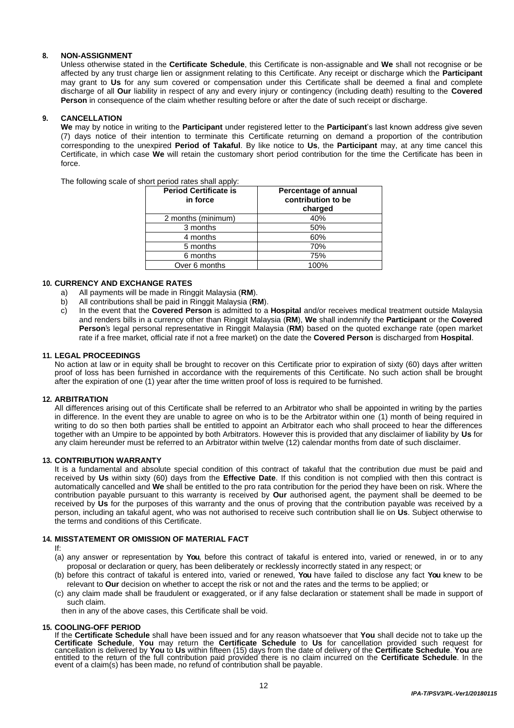## 8. NON-ASSIGNMENT

Unless otherwise stated in the **Certificate Schedule**, this Certificate is non-assignable and **We** shall not recognise or be affected by any trust charge lien or assignment relating to this Certificate. Any receipt or discharge which the **Participant** may grant to **Us** for any sum covered or compensation under this Certificate shall be deemed a final and complete discharge of all **Our** liability in respect of any and every injury or contingency (including death) resulting to the **Covered Person** in consequence of the claim whether resulting before or after the date of such receipt or discharge.

## 9. CANCELLATION

**We** may by notice in writing to the **Participant** under registered letter to the **Participant**'s last known address give seven (7) days notice of their intention to terminate this Certificate returning on demand a proportion of the contribution corresponding to the unexpired **Period of Takaful**. By like notice to **Us**, the **Participant** may, at any time cancel this Certificate, in which case **We** will retain the customary short period contribution for the time the Certificate has been in force.

The following scale of short period rates shall apply:

| Period Certificate is in force | Percentage of annual contribution to be charged |
|---|---|
| 2 months (minimum) | 40% |
| 3 months | 50% |
| 4 months | 60% |
| 5 months | 70% |
| 6 months | 75% |
| Over 6 months | 100% |

## 10. CURRENCY AND EXCHANGE RATES

a) All payments will be made in Ringgit Malaysia (**RM**).
b) All contributions shall be paid in Ringgit Malaysia (**RM**).
c) In the event that the **Covered Person** is admitted to a **Hospital** and/or receives medical treatment outside Malaysia and renders bills in a currency other than Ringgit Malaysia (**RM**), **We** shall indemnify the **Participant** or the **Covered Person**'s legal personal representative in Ringgit Malaysia (**RM**) based on the quoted exchange rate (open market rate if a free market, official rate if not a free market) on the date the **Covered Person** is discharged from **Hospital**.

## 11. LEGAL PROCEEDINGS

No action at law or in equity shall be brought to recover on this Certificate prior to expiration of sixty (60) days after written proof of loss has been furnished in accordance with the requirements of this Certificate. No such action shall be brought after the expiration of one (1) year after the time written proof of loss is required to be furnished.

## 12. ARBITRATION

All differences arising out of this Certificate shall be referred to an Arbitrator who shall be appointed in writing by the parties in difference. In the event they are unable to agree on who is to be the Arbitrator within one (1) month of being required in writing to do so then both parties shall be entitled to appoint an Arbitrator each who shall proceed to hear the differences together with an Umpire to be appointed by both Arbitrators. However this is provided that any disclaimer of liability by **Us** for any claim hereunder must be referred to an Arbitrator within twelve (12) calendar months from date of such disclaimer.

## 13. CONTRIBUTION WARRANTY

It is a fundamental and absolute special condition of this contract of takaful that the contribution due must be paid and received by **Us** within sixty (60) days from the **Effective Date**. If this condition is not complied with then this contract is automatically cancelled and **We** shall be entitled to the pro rata contribution for the period they have been on risk. Where the contribution payable pursuant to this warranty is received by **Our** authorised agent, the payment shall be deemed to be received by **Us** for the purposes of this warranty and the onus of proving that the contribution payable was received by a person, including an takaful agent, who was not authorised to receive such contribution shall lie on **Us**. Subject otherwise to the terms and conditions of this Certificate.

## 14. MISSTATEMENT OR OMISSION OF MATERIAL FACT

If:

(a) any answer or representation by **You**, before this contract of takaful is entered into, varied or renewed, in or to any proposal or declaration or query, has been deliberately or recklessly incorrectly stated in any respect; or
(b) before this contract of takaful is entered into, varied or renewed, **You** have failed to disclose any fact **You** knew to be relevant to **Our** decision on whether to accept the risk or not and the rates and the terms to be applied; or
(c) any claim made shall be fraudulent or exaggerated, or if any false declaration or statement shall be made in support of such claim.

then in any of the above cases, this Certificate shall be void.

## 15. COOLING-OFF PERIOD

If the **Certificate Schedule** shall have been issued and for any reason whatsoever that **You** shall decide not to take up the **Certificate Schedule**, **You** may return the **Certificate Schedule** to **Us** for cancellation provided such request for cancellation is delivered by **You** to **Us** within fifteen (15) days from the date of delivery of the **Certificate Schedule**. **You** are entitled to the return of the full contribution paid provided there is no claim incurred on the **Certificate Schedule**. In the event of a claim(s) has been made, no refund of contribution shall be payable.

*IPA-T/PSV3/PL-Ver1/20180115*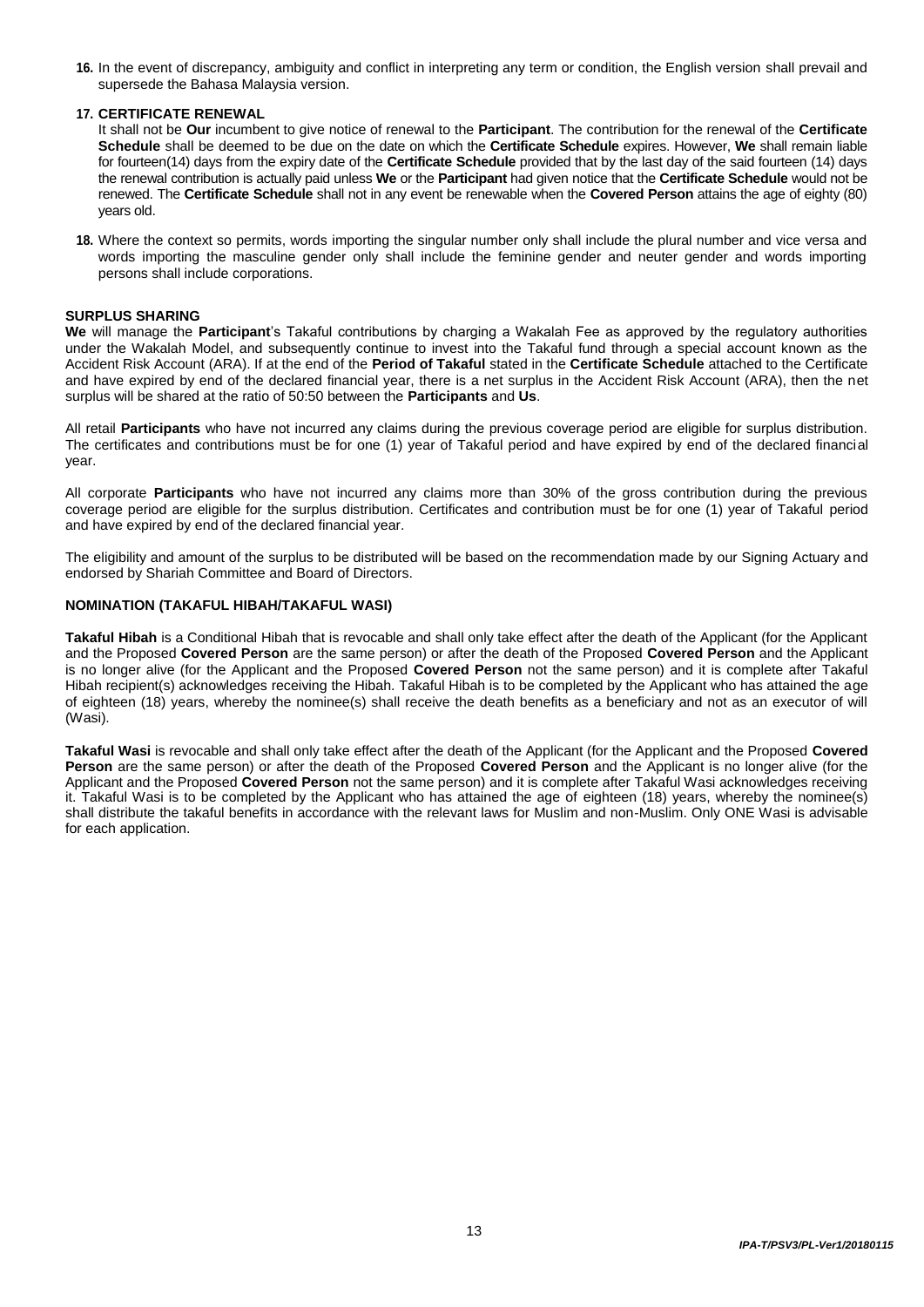16. In the event of discrepancy, ambiguity and conflict in interpreting any term or condition, the English version shall prevail and supersede the Bahasa Malaysia version.

17. **CERTIFICATE RENEWAL**
It shall not be **Our** incumbent to give notice of renewal to the **Participant**. The contribution for the renewal of the **Certificate Schedule** shall be deemed to be due on the date on which the **Certificate Schedule** expires. However, **We** shall remain liable for fourteen(14) days from the expiry date of the **Certificate Schedule** provided that by the last day of the said fourteen (14) days the renewal contribution is actually paid unless **We** or the **Participant** had given notice that the **Certificate Schedule** would not be renewed. The **Certificate Schedule** shall not in any event be renewable when the **Covered Person** attains the age of eighty (80) years old.

18. Where the context so permits, words importing the singular number only shall include the plural number and vice versa and words importing the masculine gender only shall include the feminine gender and neuter gender and words importing persons shall include corporations.

## SURPLUS SHARING

**We** will manage the **Participant**'s Takaful contributions by charging a Wakalah Fee as approved by the regulatory authorities under the Wakalah Model, and subsequently continue to invest into the Takaful fund through a special account known as the Accident Risk Account (ARA). If at the end of the **Period of Takaful** stated in the **Certificate Schedule** attached to the Certificate and have expired by end of the declared financial year, there is a net surplus in the Accident Risk Account (ARA), then the net surplus will be shared at the ratio of 50:50 between the **Participants** and **Us**.

All retail **Participants** who have not incurred any claims during the previous coverage period are eligible for surplus distribution. The certificates and contributions must be for one (1) year of Takaful period and have expired by end of the declared financial year.

All corporate **Participants** who have not incurred any claims more than 30% of the gross contribution during the previous coverage period are eligible for the surplus distribution. Certificates and contribution must be for one (1) year of Takaful period and have expired by end of the declared financial year.

The eligibility and amount of the surplus to be distributed will be based on the recommendation made by our Signing Actuary and endorsed by Shariah Committee and Board of Directors.

## NOMINATION (TAKAFUL HIBAH/TAKAFUL WASI)

**Takaful Hibah** is a Conditional Hibah that is revocable and shall only take effect after the death of the Applicant (for the Applicant and the Proposed **Covered Person** are the same person) or after the death of the Proposed **Covered Person** and the Applicant is no longer alive (for the Applicant and the Proposed **Covered Person** not the same person) and it is complete after Takaful Hibah recipient(s) acknowledges receiving the Hibah. Takaful Hibah is to be completed by the Applicant who has attained the age of eighteen (18) years, whereby the nominee(s) shall receive the death benefits as a beneficiary and not as an executor of will (Wasi).

**Takaful Wasi** is revocable and shall only take effect after the death of the Applicant (for the Applicant and the Proposed **Covered Person** are the same person) or after the death of the Proposed **Covered Person** and the Applicant is no longer alive (for the Applicant and the Proposed **Covered Person** not the same person) and it is complete after Takaful Wasi acknowledges receiving it. Takaful Wasi is to be completed by the Applicant who has attained the age of eighteen (18) years, whereby the nominee(s) shall distribute the takaful benefits in accordance with the relevant laws for Muslim and non-Muslim. Only ONE Wasi is advisable for each application.

*IPA-T/PSV3/PL-Ver1/20180115*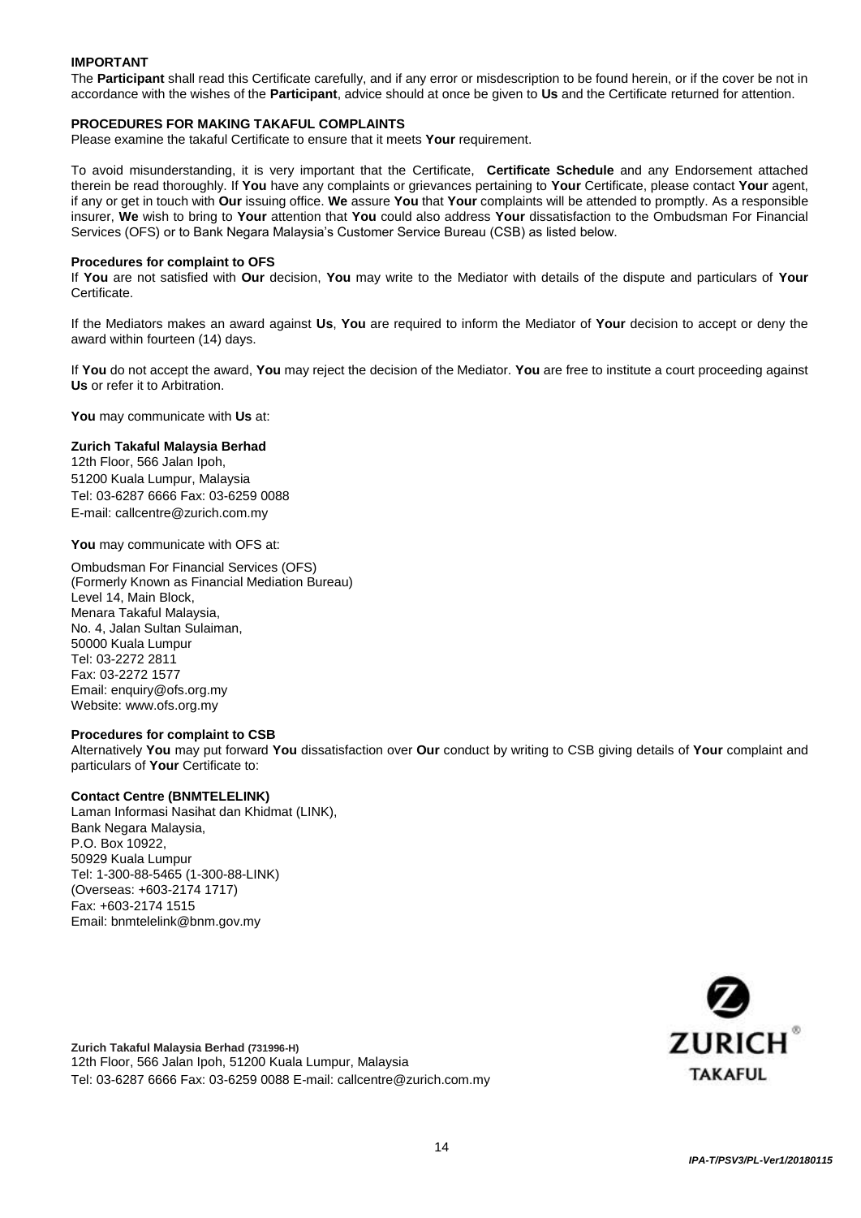**IMPORTANT**

The **Participant** shall read this Certificate carefully, and if any error or misdescription to be found herein, or if the cover be not in accordance with the wishes of the **Participant**, advice should at once be given to **Us** and the Certificate returned for attention.

**PROCEDURES FOR MAKING TAKAFUL COMPLAINTS**

Please examine the takaful Certificate to ensure that it meets **Your** requirement.

To avoid misunderstanding, it is very important that the Certificate, **Certificate Schedule** and any Endorsement attached therein be read thoroughly. If **You** have any complaints or grievances pertaining to **Your** Certificate, please contact **Your** agent, if any or get in touch with **Our** issuing office. **We** assure **You** that **Your** complaints will be attended to promptly. As a responsible insurer, **We** wish to bring to **Your** attention that **You** could also address **Your** dissatisfaction to the Ombudsman For Financial Services (OFS) or to Bank Negara Malaysia's Customer Service Bureau (CSB) as listed below.

**Procedures for complaint to OFS**

If **You** are not satisfied with **Our** decision, **You** may write to the Mediator with details of the dispute and particulars of **Your** Certificate.

If the Mediators makes an award against **Us**, **You** are required to inform the Mediator of **Your** decision to accept or deny the award within fourteen (14) days.

If **You** do not accept the award, **You** may reject the decision of the Mediator. **You** are free to institute a court proceeding against **Us** or refer it to Arbitration.

**You** may communicate with **Us** at:

**Zurich Takaful Malaysia Berhad**
12th Floor, 566 Jalan Ipoh,
51200 Kuala Lumpur, Malaysia
Tel: 03-6287 6666 Fax: 03-6259 0088
E-mail: callcentre@zurich.com.my

**You** may communicate with OFS at:

Ombudsman For Financial Services (OFS)
(Formerly Known as Financial Mediation Bureau)
Level 14, Main Block,
Menara Takaful Malaysia,
No. 4, Jalan Sultan Sulaiman,
50000 Kuala Lumpur
Tel: 03-2272 2811
Fax: 03-2272 1577
Email: enquiry@ofs.org.my
Website: www.ofs.org.my

**Procedures for complaint to CSB**

Alternatively **You** may put forward **You** dissatisfaction over **Our** conduct by writing to CSB giving details of **Your** complaint and particulars of **Your** Certificate to:

**Contact Centre (BNMTELELINK)**
Laman Informasi Nasihat dan Khidmat (LINK),
Bank Negara Malaysia,
P.O. Box 10922,
50929 Kuala Lumpur
Tel: 1-300-88-5465 (1-300-88-LINK)
(Overseas: +603-2174 1717)
Fax: +603-2174 1515
Email: bnmtelelink@bnm.gov.my

**Zurich Takaful Malaysia Berhad (731996-H)**
12th Floor, 566 Jalan Ipoh, 51200 Kuala Lumpur, Malaysia
Tel: 03-6287 6666 Fax: 03-6259 0088 E-mail: callcentre@zurich.com.my

ZURICH TAKAFUL

*IPA-T/PSV3/PL-Ver1/20180115*